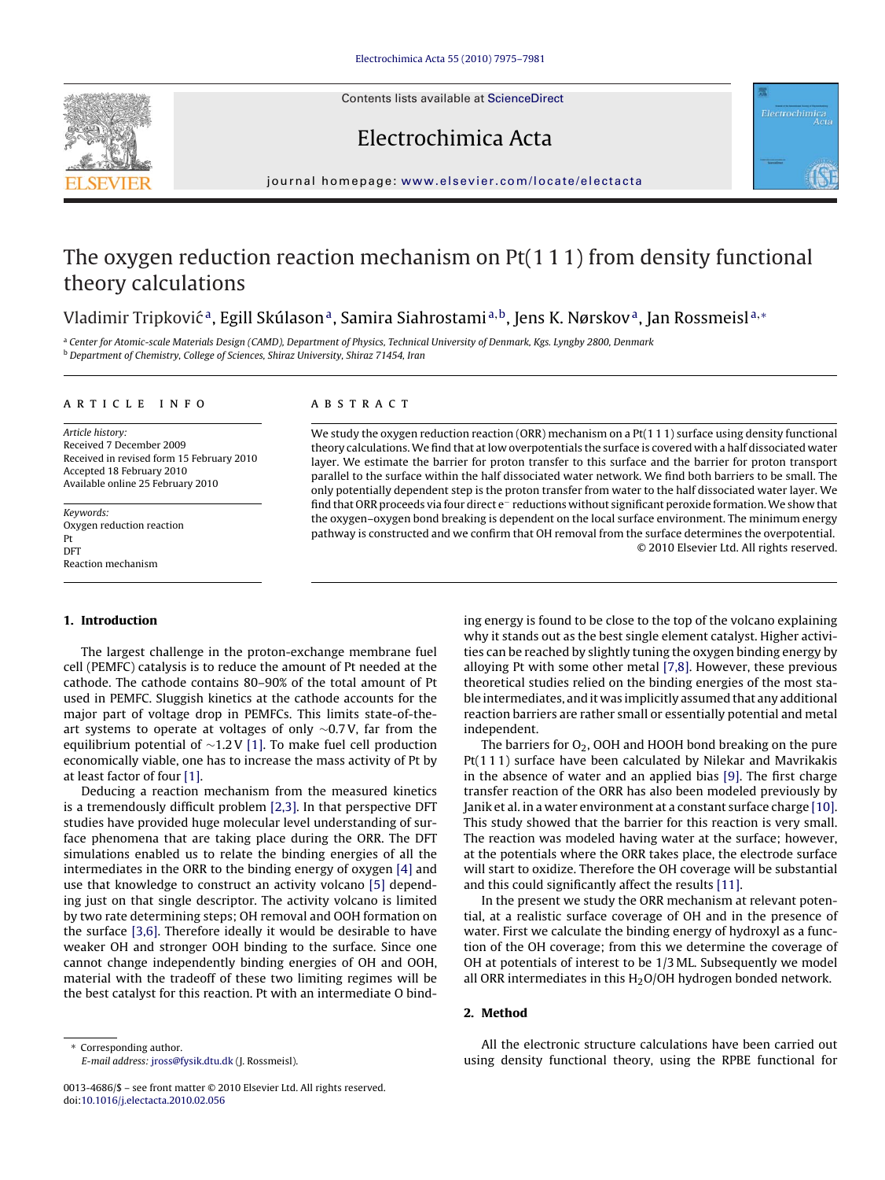# The oxygen reduction reaction mechanism on Pt(1 1 1) from density functional theory calculations

Vladimir Tripković [a], Egill Skúlason [a], Samira Siahrostami [a,b], Jens K. Nørskov [a], Jan Rossmeisl [a,*]

[a] Center for Atomic-scale Materials Design (CAMD), Department of Physics, Technical University of Denmark, Kgs. Lyngby 2800, Denmark
[b] Department of Chemistry, College of Sciences, Shiraz University, Shiraz 71454, Iran

## ARTICLE INFO

*Article history:*
Received 7 December 2009
Received in revised form 15 February 2010
Accepted 18 February 2010
Available online 25 February 2010

*Keywords:*
Oxygen reduction reaction
Pt
DFT
Reaction mechanism

## ABSTRACT

We study the oxygen reduction reaction (ORR) mechanism on a Pt(1 1 1) surface using density functional theory calculations. We find that at low overpotentials the surface is covered with a half dissociated water layer. We estimate the barrier for proton transfer to this surface and the barrier for proton transport parallel to the surface within the half dissociated water network. We find both barriers to be small. The only potentially dependent step is the proton transfer from water to the half dissociated water layer. We find that ORR proceeds via four direct $e^-$ reductions without significant peroxide formation. We show that the oxygen–oxygen bond breaking is dependent on the local surface environment. The minimum energy pathway is constructed and we confirm that OH removal from the surface determines the overpotential.

© 2010 Elsevier Ltd. All rights reserved.

## 1. Introduction

The largest challenge in the proton-exchange membrane fuel cell (PEMFC) catalysis is to reduce the amount of Pt needed at the cathode. The cathode contains 80–90% of the total amount of Pt used in PEMFC. Sluggish kinetics at the cathode accounts for the major part of voltage drop in PEMFCs. This limits state-of-the-art systems to operate at voltages of only ~0.7 V, far from the equilibrium potential of ~1.2 V [1]. To make fuel cell production economically viable, one has to increase the mass activity of Pt by at least factor of four [1].

Deducing a reaction mechanism from the measured kinetics is a tremendously difficult problem [2,3]. In that perspective DFT studies have provided huge molecular level understanding of surface phenomena that are taking place during the ORR. The DFT simulations enabled us to relate the binding energies of all the intermediates in the ORR to the binding energy of oxygen [4] and use that knowledge to construct an activity volcano [5] depending just on that single descriptor. The activity volcano is limited by two rate determining steps; OH removal and OOH formation on the surface [3,6]. Therefore ideally it would be desirable to have weaker OH and stronger OOH binding to the surface. Since one cannot change independently binding energies of OH and OOH, material with the tradeoff of these two limiting regimes will be the best catalyst for this reaction. Pt with an intermediate O binding energy is found to be close to the top of the volcano explaining why it stands out as the best single element catalyst. Higher activities can be reached by slightly tuning the oxygen binding energy by alloying Pt with some other metal [7,8]. However, these previous theoretical studies relied on the binding energies of the most stable intermediates, and it was implicitly assumed that any additional reaction barriers are rather small or essentially potential and metal independent.

The barriers for $O_2$, OOH and HOOH bond breaking on the pure Pt(1 1 1) surface have been calculated by Nilekar and Mavrikakis in the absence of water and an applied bias [9]. The first charge transfer reaction of the ORR has also been modeled previously by Janik et al. in a water environment at a constant surface charge [10]. This study showed that the barrier for this reaction is very small. The reaction was modeled having water at the surface; however, at the potentials where the ORR takes place, the electrode surface will start to oxidize. Therefore the OH coverage will be substantial and this could significantly affect the results [11].

In the present we study the ORR mechanism at relevant potential, at a realistic surface coverage of OH and in the presence of water. First we calculate the binding energy of hydroxyl as a function of the OH coverage; from this we determine the coverage of OH at potentials of interest to be 1/3 ML. Subsequently we model all ORR intermediates in this $H_2O/OH$ hydrogen bonded network.

## 2. Method

All the electronic structure calculations have been carried out using density functional theory, using the RPBE functional for

---

\* Corresponding author.
E-mail address: jross@fysik.dtu.dk (J. Rossmeisl).

0013-4686/$ – see front matter © 2010 Elsevier Ltd. All rights reserved.
doi:10.1016/j.electacta.2010.02.056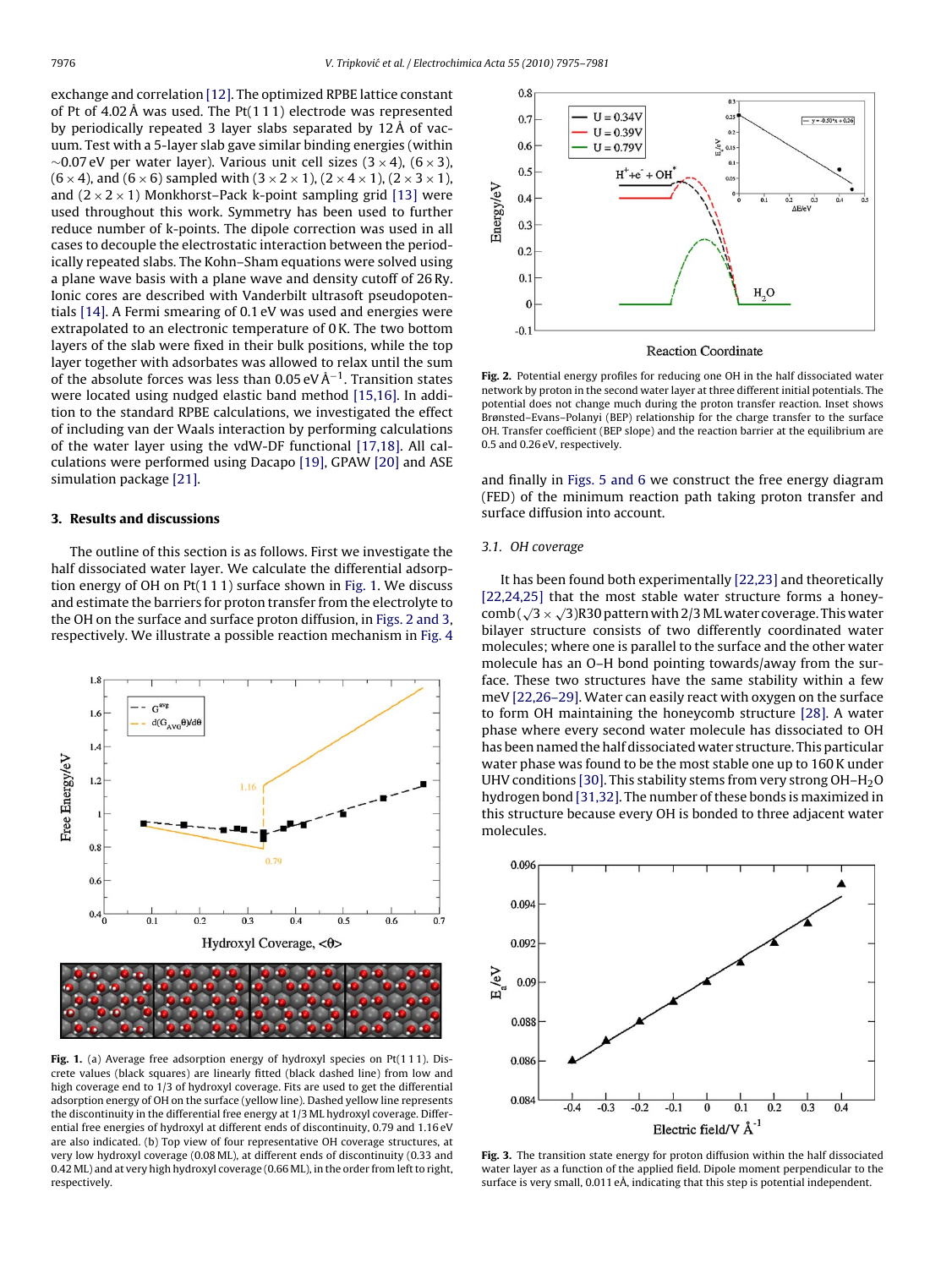exchange and correlation [12]. The optimized RPBE lattice constant of Pt of 4.02 Å was used. The Pt(1 1 1) electrode was represented by periodically repeated 3 layer slabs separated by 12 Å of vacuum. Test with a 5-layer slab gave similar binding energies (within ~0.07 eV per water layer). Various unit cell sizes (3 × 4), (6 × 3), (6 × 4), and (6 × 6) sampled with (3 × 2 × 1), (2 × 4 × 1), (2 × 3 × 1), and (2 × 2 × 1) Monkhorst–Pack k-point sampling grid [13] were used throughout this work. Symmetry has been used to further reduce number of k-points. The dipole correction was used in all cases to decouple the electrostatic interaction between the periodically repeated slabs. The Kohn–Sham equations were solved using a plane wave basis with a plane wave and density cutoff of 26 Ry. Ionic cores are described with Vanderbilt ultrasoft pseudopotentials [14]. A Fermi smearing of 0.1 eV was used and energies were extrapolated to an electronic temperature of 0 K. The two bottom layers of the slab were fixed in their bulk positions, while the top layer together with adsorbates was allowed to relax until the sum of the absolute forces was less than 0.05 eV Å$^{-1}$. Transition states were located using nudged elastic band method [15,16]. In addition to the standard RPBE calculations, we investigated the effect of including van der Waals interaction by performing calculations of the water layer using the vdW-DF functional [17,18]. All calculations were performed using Dacapo [19], GPAW [20] and ASE simulation package [21].

## 3. Results and discussions

The outline of this section is as follows. First we investigate the half dissociated water layer. We calculate the differential adsorption energy of OH on Pt(1 1 1) surface shown in Fig. 1. We discuss and estimate the barriers for proton transfer from the electrolyte to the OH on the surface and surface proton diffusion, in Figs. 2 and 3, respectively. We illustrate a possible reaction mechanism in Fig. 4 and finally in Figs. 5 and 6 we construct the free energy diagram (FED) of the minimum reaction path taking proton transfer and surface diffusion into account.

**Fig. 1.** (a) Average free adsorption energy of hydroxyl species on Pt(1 1 1). Discrete values (black squares) are linearly fitted (black dashed line) from low and high coverage end to 1/3 of hydroxyl coverage. Fits are used to get the differential adsorption energy of OH on the surface (yellow line). Dashed yellow line represents the discontinuity in the differential free energy at 1/3 ML hydroxyl coverage. Differential free energies of hydroxyl at different ends of discontinuity, 0.79 and 1.16 eV are also indicated. (b) Top view of four representative OH coverage structures, at very low hydroxyl coverage (0.08 ML), at different ends of discontinuity (0.33 and 0.42 ML) and at very high hydroxyl coverage (0.66 ML), in the order from left to right, respectively.

**Fig. 2.** Potential energy profiles for reducing one OH in the half dissociated water network by proton in the second water layer at three different initial potentials. The potential does not change much during the proton transfer reaction. Inset shows Brønsted–Evans–Polanyi (BEP) relationship for the charge transfer to the surface OH. Transfer coefficient (BEP slope) and the reaction barrier at the equilibrium are 0.5 and 0.26 eV, respectively.

### 3.1. OH coverage

It has been found both experimentally [22,23] and theoretically [22,24,25] that the most stable water structure forms a honeycomb ($\sqrt{3} \times \sqrt{3}$)R30 pattern with 2/3 ML water coverage. This water bilayer structure consists of two differently coordinated water molecules; where one is parallel to the surface and the other water molecule has an O–H bond pointing towards/away from the surface. These two structures have the same stability within a few meV [22,26–29]. Water can easily react with oxygen on the surface to form OH maintaining the honeycomb structure [28]. A water phase where every second water molecule has dissociated to OH has been named the half dissociated water structure. This particular water phase was found to be the most stable one up to 160 K under UHV conditions [30]. This stability stems from very strong OH–$H_2O$ hydrogen bond [31,32]. The number of these bonds is maximized in this structure because every OH is bonded to three adjacent water molecules.

**Fig. 3.** The transition state energy for proton diffusion within the half dissociated water layer as a function of the applied field. Dipole moment perpendicular to the surface is very small, 0.011 eÅ, indicating that this step is potential independent.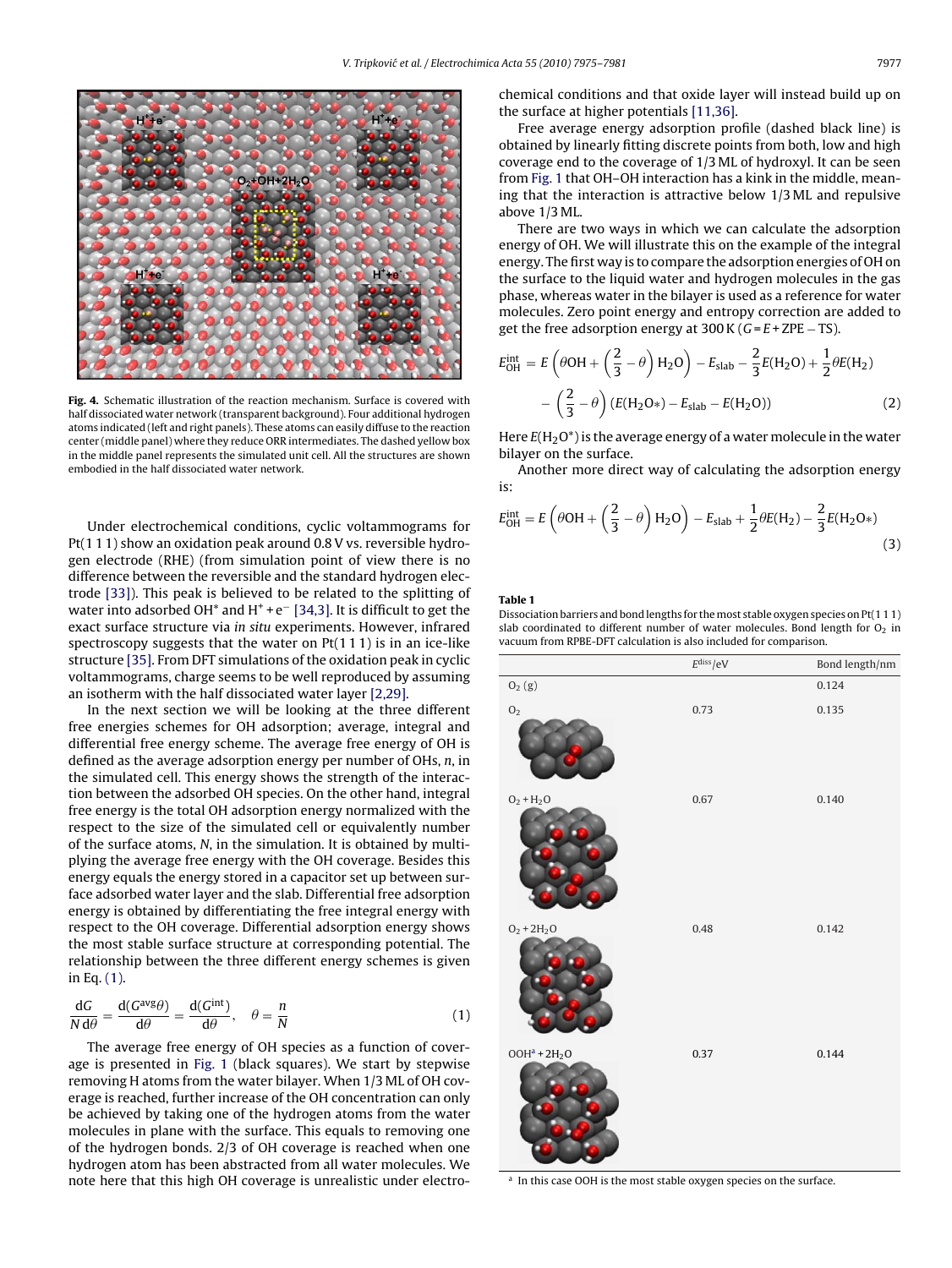Fig. 4. Schematic illustration of the reaction mechanism. Surface is covered with half dissociated water network (transparent background). Four additional hydrogen atoms indicated (left and right panels). These atoms can easily diffuse to the reaction center (middle panel) where they reduce ORR intermediates. The dashed yellow box in the middle panel represents the simulated unit cell. All the structures are shown embodied in the half dissociated water network.

Under electrochemical conditions, cyclic voltammograms for Pt(1 1 1) show an oxidation peak around 0.8 V vs. reversible hydrogen electrode (RHE) (from simulation point of view there is no difference between the reversible and the standard hydrogen electrode [33]). This peak is believed to be related to the splitting of water into adsorbed $OH^*$ and $H^+ + e^-$ [34,3]. It is difficult to get the exact surface structure via *in situ* experiments. However, infrared spectroscopy suggests that the water on Pt(1 1 1) is in an ice-like structure [35]. From DFT simulations of the oxidation peak in cyclic voltammograms, charge seems to be well reproduced by assuming an isotherm with the half dissociated water layer [2,29].

In the next section we will be looking at the three different free energies schemes for OH adsorption; average, integral and differential free energy scheme. The average free energy of OH is defined as the average adsorption energy per number of OHs, $n$, in the simulated cell. This energy shows the strength of the interaction between the adsorbed OH species. On the other hand, integral free energy is the total OH adsorption energy normalized with the respect to the size of the simulated cell or equivalently number of the surface atoms, $N$, in the simulation. It is obtained by multiplying the average free energy with the OH coverage. Besides this energy equals the energy stored in a capacitor set up between surface adsorbed water layer and the slab. Differential free adsorption energy is obtained by differentiating the free integral energy with respect to the OH coverage. Differential adsorption energy shows the most stable surface structure at corresponding potential. The relationship between the three different energy schemes is given in Eq. (1).

$$\frac{dG}{N\,d\theta} = \frac{d(G^{avg}\theta)}{d\theta} = \frac{d(G^{int})}{d\theta}, \quad \theta = \frac{n}{N} \tag{1}$$

The average free energy of OH species as a function of coverage is presented in Fig. 1 (black squares). We start by stepwise removing H atoms from the water bilayer. When 1/3 ML of OH coverage is reached, further increase of the OH concentration can only be achieved by taking one of the hydrogen atoms from the water molecules in plane with the surface. This equals to removing one of the hydrogen bonds. 2/3 of OH coverage is reached when one hydrogen atom has been abstracted from all water molecules. We note here that this high OH coverage is unrealistic under electrochemical conditions and that oxide layer will instead build up on the surface at higher potentials [11,36].

Free average energy adsorption profile (dashed black line) is obtained by linearly fitting discrete points from both, low and high coverage end to the coverage of 1/3 ML of hydroxyl. It can be seen from Fig. 1 that OH–OH interaction has a kink in the middle, meaning that the interaction is attractive below 1/3 ML and repulsive above 1/3 ML.

There are two ways in which we can calculate the adsorption energy of OH. We will illustrate this on the example of the integral energy. The first way is to compare the adsorption energies of OH on the surface to the liquid water and hydrogen molecules in the gas phase, whereas water in the bilayer is used as a reference for water molecules. Zero point energy and entropy correction are added to get the free adsorption energy at 300 K ($G = E + \text{ZPE} - \text{TS}$).

$$E_{OH}^{int} = E\left(\theta OH + \left(\frac{2}{3} - \theta\right) H_2O\right) - E_{slab} - \frac{2}{3}E(H_2O) + \frac{1}{2}\theta E(H_2) - \left(\frac{2}{3} - \theta\right)(E(H_2O*) - E_{slab} - E(H_2O)) \tag{2}$$

Here $E(H_2O^*)$ is the average energy of a water molecule in the water bilayer on the surface.

Another more direct way of calculating the adsorption energy is:

$$E_{OH}^{int} = E\left(\theta OH + \left(\frac{2}{3} - \theta\right) H_2O\right) - E_{slab} + \frac{1}{2}\theta E(H_2) - \frac{2}{3}E(H_2O*) \tag{3}$$

**Table 1**

Dissociation barriers and bond lengths for the most stable oxygen species on Pt(1 1 1) slab coordinated to different number of water molecules. Bond length for $O_2$ in vacuum from RPBE-DFT calculation is also included for comparison.

| | $E^{diss}$/eV | Bond length/nm |
|---|---|---|
| $O_2$ (g) | | 0.124 |
| $O_2$ | 0.73 | 0.135 |
| $O_2 + H_2O$ | 0.67 | 0.140 |
| $O_2 + 2H_2O$ | 0.48 | 0.142 |
| $OOH^a + 2H_2O$ | 0.37 | 0.144 |

[a] In this case OOH is the most stable oxygen species on the surface.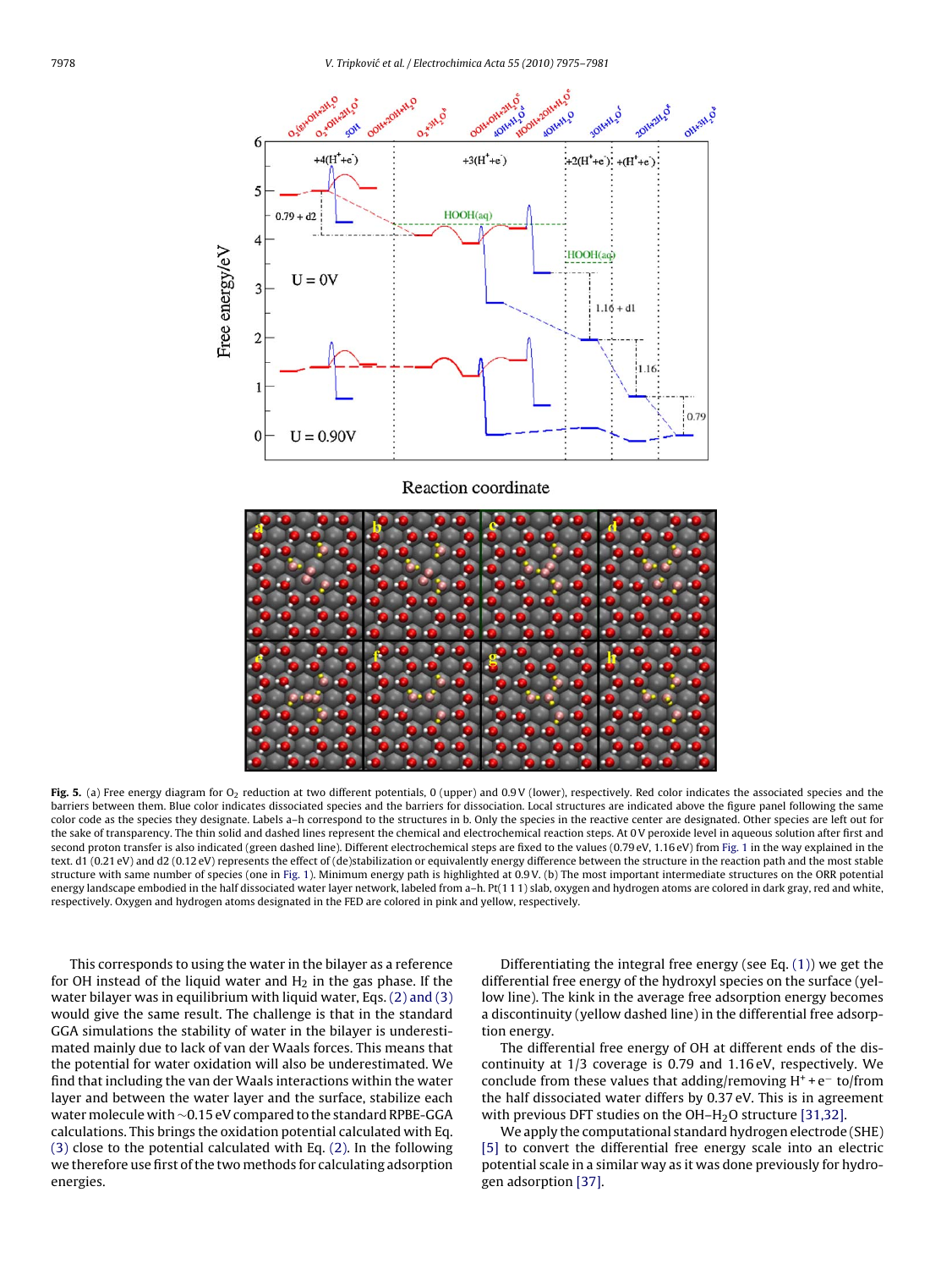**Fig. 5.** (a) Free energy diagram for $O_2$ reduction at two different potentials, 0 (upper) and 0.9 V (lower), respectively. Red color indicates the associated species and the barriers between them. Blue color indicates dissociated species and the barriers for dissociation. Local structures are indicated above the figure panel following the same color code as the species they designate. Labels a–h correspond to the structures in b. Only the species in the reactive center are designated. Other species are left out for the sake of transparency. The thin solid and dashed lines represent the chemical and electrochemical reaction steps. At 0 V peroxide level in aqueous solution after first and second proton transfer is also indicated (green dashed line). Different electrochemical steps are fixed to the values (0.79 eV, 1.16 eV) from Fig. 1 in the way explained in the text. d1 (0.21 eV) and d2 (0.12 eV) represents the effect of (de)stabilization or equivalently energy difference between the structure in the reaction path and the most stable structure with same number of species (one in Fig. 1). Minimum energy path is highlighted at 0.9 V. (b) The most important intermediate structures on the ORR potential energy landscape embodied in the half dissociated water layer network, labeled from a–h. Pt(1 1 1) slab, oxygen and hydrogen atoms are colored in dark gray, red and white, respectively. Oxygen and hydrogen atoms designated in the FED are colored in pink and yellow, respectively.

This corresponds to using the water in the bilayer as a reference for OH instead of the liquid water and $H_2$ in the gas phase. If the water bilayer was in equilibrium with liquid water, Eqs. (2) and (3) would give the same result. The challenge is that in the standard GGA simulations the stability of water in the bilayer is underestimated mainly due to lack of van der Waals forces. This means that the potential for water oxidation will also be underestimated. We find that including the van der Waals interactions within the water layer and between the water layer and the surface, stabilize each water molecule with ~0.15 eV compared to the standard RPBE-GGA calculations. This brings the oxidation potential calculated with Eq. (3) close to the potential calculated with Eq. (2). In the following we therefore use first of the two methods for calculating adsorption energies.

Differentiating the integral free energy (see Eq. (1)) we get the differential free energy of the hydroxyl species on the surface (yellow line). The kink in the average free adsorption energy becomes a discontinuity (yellow dashed line) in the differential free adsorption energy.

The differential free energy of OH at different ends of the discontinuity at 1/3 coverage is 0.79 and 1.16 eV, respectively. We conclude from these values that adding/removing $H^+ + e^-$ to/from the half dissociated water differs by 0.37 eV. This is in agreement with previous DFT studies on the OH–$H_2O$ structure [31,32].

We apply the computational standard hydrogen electrode (SHE) [5] to convert the differential free energy scale into an electric potential scale in a similar way as it was done previously for hydrogen adsorption [37].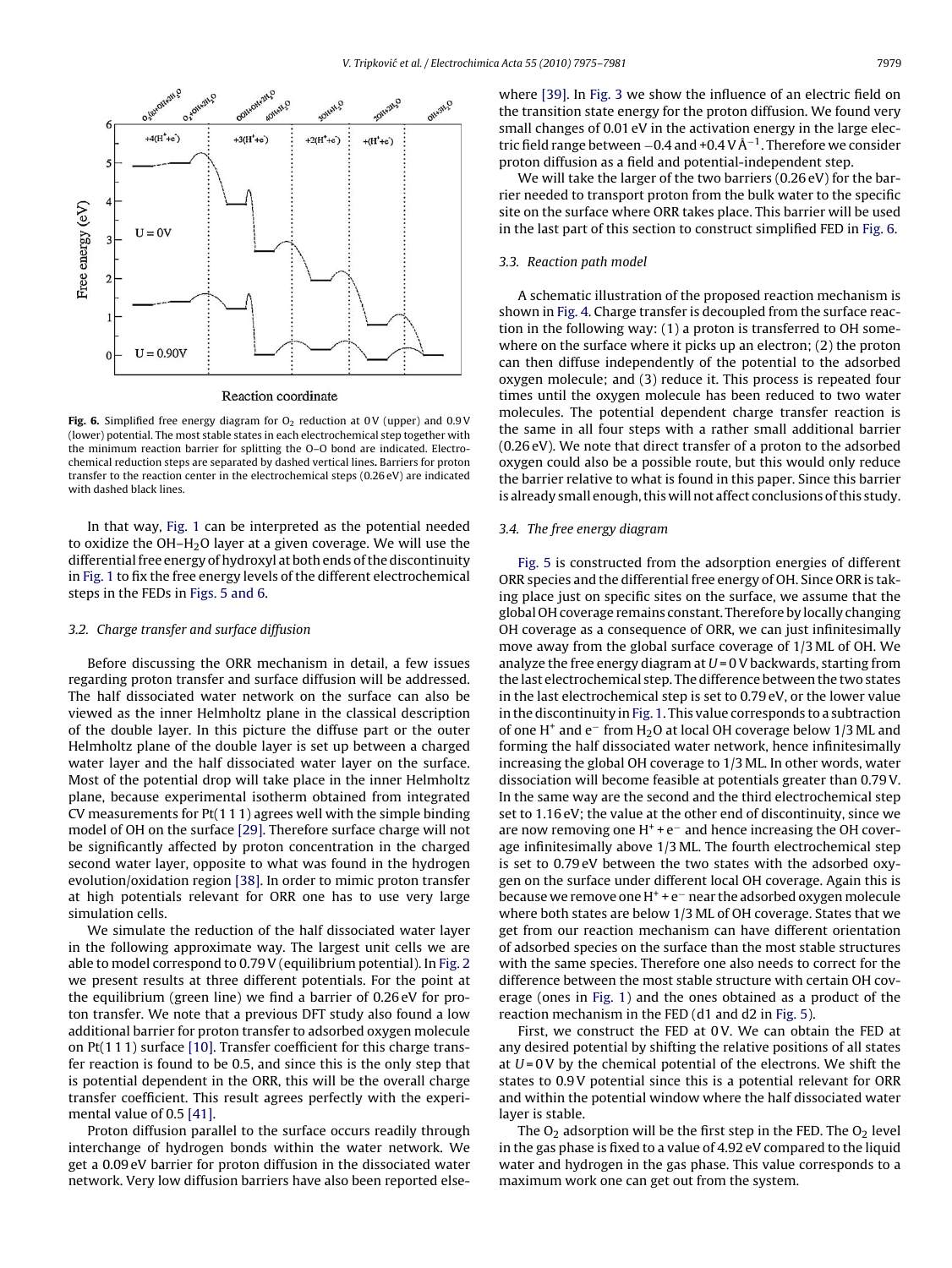**Fig. 6.** Simplified free energy diagram for $O_2$ reduction at 0 V (upper) and 0.9 V (lower) potential. The most stable states in each electrochemical step together with the minimum reaction barrier for splitting the O–O bond are indicated. Electrochemical reduction steps are separated by dashed vertical lines. Barriers for proton transfer to the reaction center in the electrochemical steps (0.26 eV) are indicated with dashed black lines.

In that way, Fig. 1 can be interpreted as the potential needed to oxidize the OH–$H_2O$ layer at a given coverage. We will use the differential free energy of hydroxyl at both ends of the discontinuity in Fig. 1 to fix the free energy levels of the different electrochemical steps in the FEDs in Figs. 5 and 6.

### 3.2. Charge transfer and surface diffusion

Before discussing the ORR mechanism in detail, a few issues regarding proton transfer and surface diffusion will be addressed. The half dissociated water network on the surface can also be viewed as the inner Helmholtz plane in the classical description of the double layer. In this picture the diffuse part or the outer Helmholtz plane of the double layer is set up between a charged water layer and the half dissociated water layer on the surface. Most of the potential drop will take place in the inner Helmholtz plane, because experimental isotherm obtained from integrated CV measurements for Pt(1 1 1) agrees well with the simple binding model of OH on the surface [29]. Therefore surface charge will not be significantly affected by proton concentration in the charged second water layer, opposite to what was found in the hydrogen evolution/oxidation region [38]. In order to mimic proton transfer at high potentials relevant for ORR one has to use very large simulation cells.

We simulate the reduction of the half dissociated water layer in the following approximate way. The largest unit cells we are able to model correspond to 0.79 V (equilibrium potential). In Fig. 2 we present results at three different potentials. For the point at the equilibrium (green line) we find a barrier of 0.26 eV for proton transfer. We note that a previous DFT study also found a low additional barrier for proton transfer to adsorbed oxygen molecule on Pt(1 1 1) surface [10]. Transfer coefficient for this charge transfer reaction is found to be 0.5, and since this is the only step that is potential dependent in the ORR, this will be the overall charge transfer coefficient. This result agrees perfectly with the experimental value of 0.5 [41].

Proton diffusion parallel to the surface occurs readily through interchange of hydrogen bonds within the water network. We get a 0.09 eV barrier for proton diffusion in the dissociated water network. Very low diffusion barriers have also been reported elsewhere [39]. In Fig. 3 we show the influence of an electric field on the transition state energy for the proton diffusion. We found very small changes of 0.01 eV in the activation energy in the large electric field range between −0.4 and +0.4 V Å$^{-1}$. Therefore we consider proton diffusion as a field and potential-independent step.

We will take the larger of the two barriers (0.26 eV) for the barrier needed to transport proton from the bulk water to the specific site on the surface where ORR takes place. This barrier will be used in the last part of this section to construct simplified FED in Fig. 6.

### 3.3. Reaction path model

A schematic illustration of the proposed reaction mechanism is shown in Fig. 4. Charge transfer is decoupled from the surface reaction in the following way: (1) a proton is transferred to OH somewhere on the surface where it picks up an electron; (2) the proton can then diffuse independently of the potential to the adsorbed oxygen molecule; and (3) reduce it. This process is repeated four times until the oxygen molecule has been reduced to two water molecules. The potential dependent charge transfer reaction is the same in all four steps with a rather small additional barrier (0.26 eV). We note that direct transfer of a proton to the adsorbed oxygen could also be a possible route, but this would only reduce the barrier relative to what is found in this paper. Since this barrier is already small enough, this will not affect conclusions of this study.

### 3.4. The free energy diagram

Fig. 5 is constructed from the adsorption energies of different ORR species and the differential free energy of OH. Since ORR is taking place just on specific sites on the surface, we assume that the global OH coverage remains constant. Therefore by locally changing OH coverage as a consequence of ORR, we can just infinitesimally move away from the global surface coverage of 1/3 ML of OH. We analyze the free energy diagram at $U$ = 0 V backwards, starting from the last electrochemical step. The difference between the two states in the last electrochemical step is set to 0.79 eV, or the lower value in the discontinuity in Fig. 1. This value corresponds to a subtraction of one $H^+$ and $e^-$ from $H_2O$ at local OH coverage below 1/3 ML and forming the half dissociated water network, hence infinitesimally increasing the global OH coverage to 1/3 ML. In other words, water dissociation will become feasible at potentials greater than 0.79 V. In the same way are the second and the third electrochemical step set to 1.16 eV; the value at the other end of discontinuity, since we are now removing one $H^+ + e^-$ and hence increasing the OH coverage infinitesimally above 1/3 ML. The fourth electrochemical step is set to 0.79 eV between the two states with the adsorbed oxygen on the surface under different local OH coverage. Again this is because we remove one $H^+ + e^-$ near the adsorbed oxygen molecule where both states are below 1/3 ML of OH coverage. States that we get from our reaction mechanism can have different orientation of adsorbed species on the surface than the most stable structures with the same species. Therefore one also needs to correct for the difference between the most stable structure with certain OH coverage (ones in Fig. 1) and the ones obtained as a product of the reaction mechanism in the FED (d1 and d2 in Fig. 5).

First, we construct the FED at 0 V. We can obtain the FED at any desired potential by shifting the relative positions of all states at $U$ = 0 V by the chemical potential of the electrons. We shift the states to 0.9 V potential since this is a potential relevant for ORR and within the potential window where the half dissociated water layer is stable.

The $O_2$ adsorption will be the first step in the FED. The $O_2$ level in the gas phase is fixed to a value of 4.92 eV compared to the liquid water and hydrogen in the gas phase. This value corresponds to a maximum work one can get out from the system.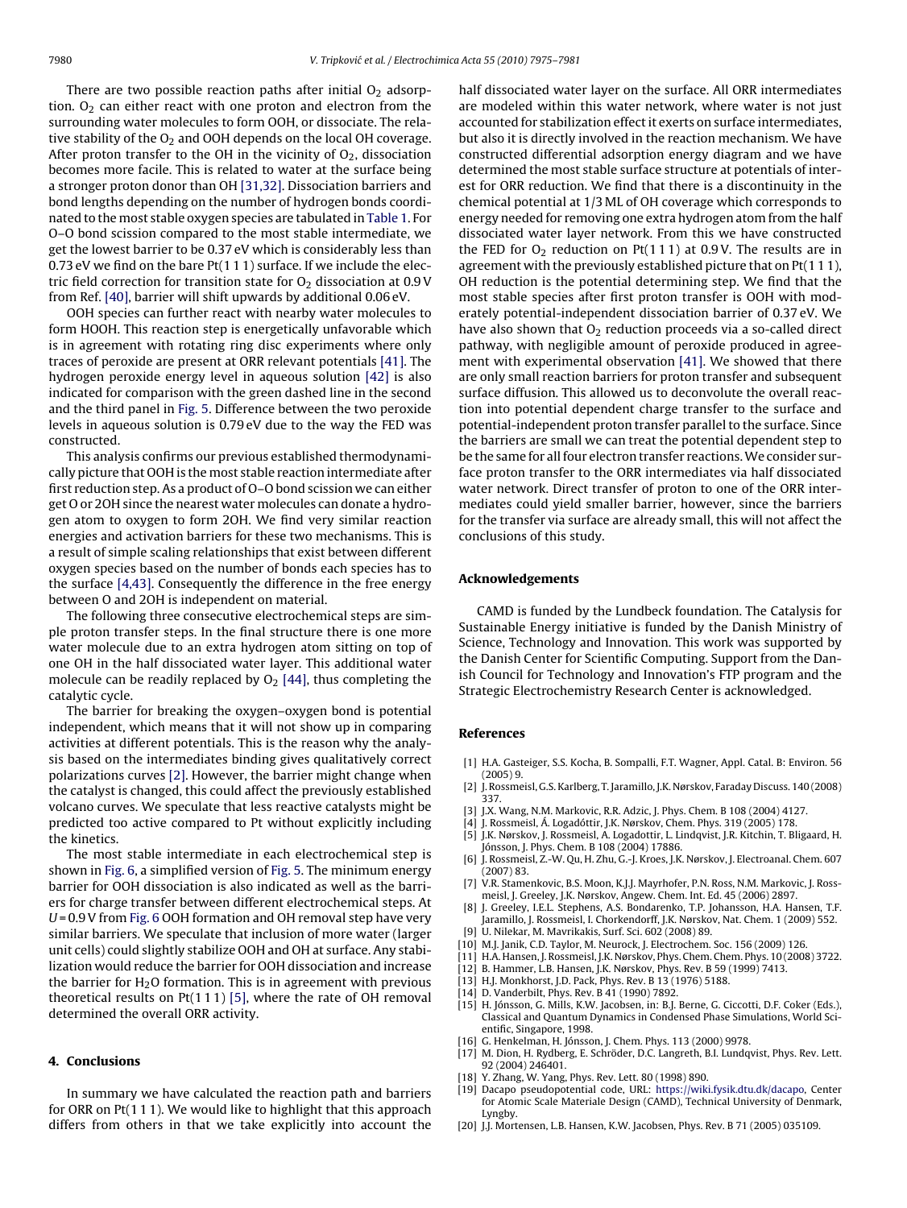There are two possible reaction paths after initial $O_2$ adsorption. $O_2$ can either react with one proton and electron from the surrounding water molecules to form OOH, or dissociate. The relative stability of the $O_2$ and OOH depends on the local OH coverage. After proton transfer to the OH in the vicinity of $O_2$, dissociation becomes more facile. This is related to water at the surface being a stronger proton donor than OH [31,32]. Dissociation barriers and bond lengths depending on the number of hydrogen bonds coordinated to the most stable oxygen species are tabulated in Table 1. For O–O bond scission compared to the most stable intermediate, we get the lowest barrier to be 0.37 eV which is considerably less than 0.73 eV we find on the bare Pt(1 1 1) surface. If we include the electric field correction for transition state for $O_2$ dissociation at 0.9 V from Ref. [40], barrier will shift upwards by additional 0.06 eV.

OOH species can further react with nearby water molecules to form HOOH. This reaction step is energetically unfavorable which is in agreement with rotating ring disc experiments where only traces of peroxide are present at ORR relevant potentials [41]. The hydrogen peroxide energy level in aqueous solution [42] is also indicated for comparison with the green dashed line in the second and the third panel in Fig. 5. Difference between the two peroxide levels in aqueous solution is 0.79 eV due to the way the FED was constructed.

This analysis confirms our previous established thermodynamically picture that OOH is the most stable reaction intermediate after first reduction step. As a product of O–O bond scission we can either get O or 2OH since the nearest water molecules can donate a hydrogen atom to oxygen to form 2OH. We find very similar reaction energies and activation barriers for these two mechanisms. This is a result of simple scaling relationships that exist between different oxygen species based on the number of bonds each species has to the surface [4,43]. Consequently the difference in the free energy between O and 2OH is independent on material.

The following three consecutive electrochemical steps are simple proton transfer steps. In the final structure there is one more water molecule due to an extra hydrogen atom sitting on top of one OH in the half dissociated water layer. This additional water molecule can be readily replaced by $O_2$ [44], thus completing the catalytic cycle.

The barrier for breaking the oxygen–oxygen bond is potential independent, which means that it will not show up in comparing activities at different potentials. This is the reason why the analysis based on the intermediates binding gives qualitatively correct polarizations curves [2]. However, the barrier might change when the catalyst is changed, this could affect the previously established volcano curves. We speculate that less reactive catalysts might be predicted too active compared to Pt without explicitly including the kinetics.

The most stable intermediate in each electrochemical step is shown in Fig. 6, a simplified version of Fig. 5. The minimum energy barrier for OOH dissociation is also indicated as well as the barriers for charge transfer between different electrochemical steps. At $U$ = 0.9 V from Fig. 6 OOH formation and OH removal step have very similar barriers. We speculate that inclusion of more water (larger unit cells) could slightly stabilize OOH and OH at surface. Any stabilization would reduce the barrier for OOH dissociation and increase the barrier for $H_2O$ formation. This is in agreement with previous theoretical results on Pt(1 1 1) [5], where the rate of OH removal determined the overall ORR activity.

## 4. Conclusions

In summary we have calculated the reaction path and barriers for ORR on Pt(1 1 1). We would like to highlight that this approach differs from others in that we take explicitly into account the half dissociated water layer on the surface. All ORR intermediates are modeled within this water network, where water is not just accounted for stabilization effect it exerts on surface intermediates, but also it is directly involved in the reaction mechanism. We have constructed differential adsorption energy diagram and we have determined the most stable surface structure at potentials of interest for ORR reduction. We find that there is a discontinuity in the chemical potential at 1/3 ML of OH coverage which corresponds to energy needed for removing one extra hydrogen atom from the half dissociated water layer network. From this we have constructed the FED for $O_2$ reduction on Pt(1 1 1) at 0.9 V. The results are in agreement with the previously established picture that on Pt(1 1 1), OH reduction is the potential determining step. We find that the most stable species after first proton transfer is OOH with moderately potential-independent dissociation barrier of 0.37 eV. We have also shown that $O_2$ reduction proceeds via a so-called direct pathway, with negligible amount of peroxide produced in agreement with experimental observation [41]. We showed that there are only small reaction barriers for proton transfer and subsequent surface diffusion. This allowed us to deconvolute the overall reaction into potential dependent charge transfer to the surface and potential-independent proton transfer parallel to the surface. Since the barriers are small we can treat the potential dependent step to be the same for all four electron transfer reactions. We consider surface proton transfer to the ORR intermediates via half dissociated water network. Direct transfer of proton to one of the ORR intermediates could yield smaller barrier, however, since the barriers for the transfer via surface are already small, this will not affect the conclusions of this study.

## Acknowledgements

CAMD is funded by the Lundbeck foundation. The Catalysis for Sustainable Energy initiative is funded by the Danish Ministry of Science, Technology and Innovation. This work was supported by the Danish Center for Scientific Computing. Support from the Danish Council for Technology and Innovation's FTP program and the Strategic Electrochemistry Research Center is acknowledged.

## References

[1] H.A. Gasteiger, S.S. Kocha, B. Sompalli, F.T. Wagner, Appl. Catal. B: Environ. 56 (2005) 9.
[2] J. Rossmeisl, G.S. Karlberg, T. Jaramillo, J.K. Nørskov, Faraday Discuss. 140 (2008) 337.
[3] J.X. Wang, N.M. Markovic, R.R. Adzic, J. Phys. Chem. B 108 (2004) 4127.
[4] J. Rossmeisl, Á. Logadóttir, J.K. Nørskov, Chem. Phys. 319 (2005) 178.
[5] J.K. Nørskov, J. Rossmeisl, A. Logadottir, L. Lindqvist, J.R. Kitchin, T. Bligaard, H. Jónsson, J. Phys. Chem. B 108 (2004) 17886.
[6] J. Rossmeisl, Z.-W. Qu, H. Zhu, G.-J. Kroes, J.K. Nørskov, J. Electroanal. Chem. 607 (2007) 83.
[7] V.R. Stamenkovic, B.S. Moon, K.J.J. Mayrhofer, P.N. Ross, N.M. Markovic, J. Rossmeisl, J. Greeley, J.K. Nørskov, Angew. Chem. Int. Ed. 45 (2006) 2897.
[8] J. Greeley, I.E.L. Stephens, A.S. Bondarenko, T.P. Johansson, H.A. Hansen, T.F. Jaramillo, J. Rossmeisl, I. Chorkendorff, J.K. Nørskov, Nat. Chem. 1 (2009) 552.
[9] U. Nilekar, M. Mavrikakis, Surf. Sci. 602 (2008) 89.
[10] M.J. Janik, C.D. Taylor, M. Neurock, J. Electrochem. Soc. 156 (2009) 126.
[11] H.A. Hansen, J. Rossmeisl, J.K. Nørskov, Phys. Chem. Chem. Phys. 10 (2008) 3722.
[12] B. Hammer, L.B. Hansen, J.K. Nørskov, Phys. Rev. B 59 (1999) 7413.
[13] H.J. Monkhorst, J.D. Pack, Phys. Rev. B 13 (1976) 5188.
[14] D. Vanderbilt, Phys. Rev. B 41 (1990) 7892.
[15] H. Jónsson, G. Mills, K.W. Jacobsen, in: B.J. Berne, G. Ciccotti, D.F. Coker (Eds.), Classical and Quantum Dynamics in Condensed Phase Simulations, World Scientific, Singapore, 1998.
[16] G. Henkelman, H. Jónsson, J. Chem. Phys. 113 (2000) 9978.
[17] M. Dion, H. Rydberg, E. Schröder, D.C. Langreth, B.I. Lundqvist, Phys. Rev. Lett. 92 (2004) 246401.
[18] Y. Zhang, W. Yang, Phys. Rev. Lett. 80 (1998) 890.
[19] Dacapo pseudopotential code, URL: https://wiki.fysik.dtu.dk/dacapo, Center for Atomic Scale Materiale Design (CAMD), Technical University of Denmark, Lyngby.
[20] J.J. Mortensen, L.B. Hansen, K.W. Jacobsen, Phys. Rev. B 71 (2005) 035109.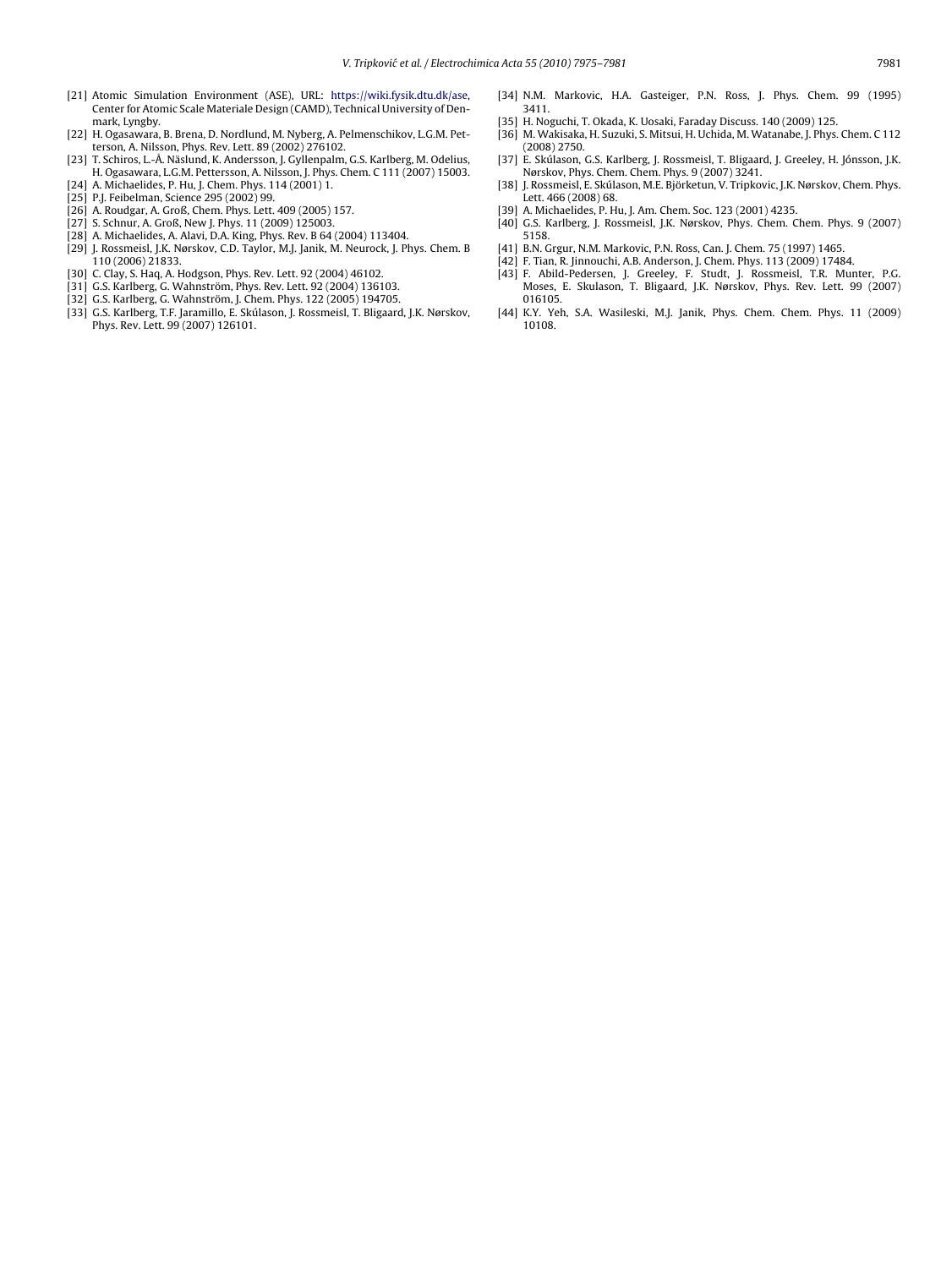[21] Atomic Simulation Environment (ASE), URL: https://wiki.fysik.dtu.dk/ase, Center for Atomic Scale Materiale Design (CAMD), Technical University of Denmark, Lyngby.

[22] H. Ogasawara, B. Brena, D. Nordlund, M. Nyberg, A. Pelmenschikov, L.G.M. Petterson, A. Nilsson, Phys. Rev. Lett. 89 (2002) 276102.

[23] T. Schiros, L.-Å. Näslund, K. Andersson, J. Gyllenpalm, G.S. Karlberg, M. Odelius, H. Ogasawara, L.G.M. Pettersson, A. Nilsson, J. Phys. Chem. C 111 (2007) 15003.

[24] A. Michaelides, P. Hu, J. Chem. Phys. 114 (2001) 1.

[25] P.J. Feibelman, Science 295 (2002) 99.

[26] A. Roudgar, A. Groß, Chem. Phys. Lett. 409 (2005) 157.

[27] S. Schnur, A. Groß, New J. Phys. 11 (2009) 125003.

[28] A. Michaelides, A. Alavi, D.A. King, Phys. Rev. B 64 (2004) 113404.

[29] J. Rossmeisl, J.K. Nørskov, C.D. Taylor, M.J. Janik, M. Neurock, J. Phys. Chem. B 110 (2006) 21833.

[30] C. Clay, S. Haq, A. Hodgson, Phys. Rev. Lett. 92 (2004) 46102.

[31] G.S. Karlberg, G. Wahnström, Phys. Rev. Lett. 92 (2004) 136103.

[32] G.S. Karlberg, G. Wahnström, J. Chem. Phys. 122 (2005) 194705.

[33] G.S. Karlberg, T.F. Jaramillo, E. Skúlason, J. Rossmeisl, T. Bligaard, J.K. Nørskov, Phys. Rev. Lett. 99 (2007) 126101.

[34] N.M. Markovic, H.A. Gasteiger, P.N. Ross, J. Phys. Chem. 99 (1995) 3411.

[35] H. Noguchi, T. Okada, K. Uosaki, Faraday Discuss. 140 (2009) 125.

[36] M. Wakisaka, H. Suzuki, S. Mitsui, H. Uchida, M. Watanabe, J. Phys. Chem. C 112 (2008) 2750.

[37] E. Skúlason, G.S. Karlberg, J. Rossmeisl, T. Bligaard, J. Greeley, H. Jónsson, J.K. Nørskov, Phys. Chem. Chem. Phys. 9 (2007) 3241.

[38] J. Rossmeisl, E. Skúlason, M.E. Björketun, V. Tripkovic, J.K. Nørskov, Chem. Phys. Lett. 466 (2008) 68.

[39] A. Michaelides, P. Hu, J. Am. Chem. Soc. 123 (2001) 4235.

[40] G.S. Karlberg, J. Rossmeisl, J.K. Nørskov, Phys. Chem. Chem. Phys. 9 (2007) 5158.

[41] B.N. Grgur, N.M. Markovic, P.N. Ross, Can. J. Chem. 75 (1997) 1465.

[42] F. Tian, R. Jinnouchi, A.B. Anderson, J. Chem. Phys. 113 (2009) 17484.

[43] F. Abild-Pedersen, J. Greeley, F. Studt, J. Rossmeisl, T.R. Munter, P.G. Moses, E. Skulason, T. Bligaard, J.K. Nørskov, Phys. Rev. Lett. 99 (2007) 016105.

[44] K.Y. Yeh, S.A. Wasileski, M.J. Janik, Phys. Chem. Chem. Phys. 11 (2009) 10108.